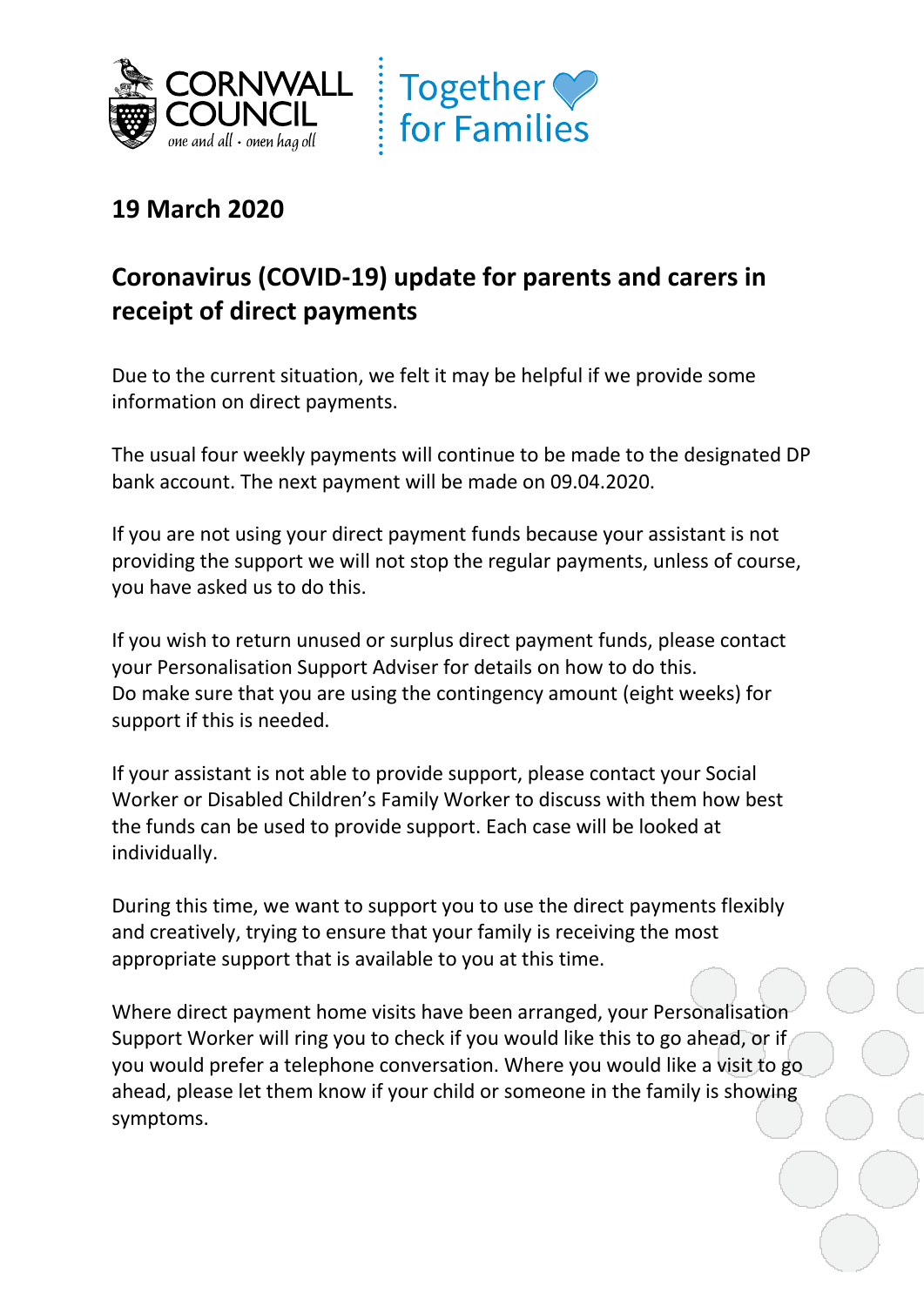## 19 March 2020

## Coronavirus (COVID-19) update for parents and carers in receipt of direct payments

Due to the current situation, we felt it may be helpful if we provide some information on direct payments.

The usual four weekly payments will continue to be made to the designated DP bank account. The next payment will be made on 09.04.2020.

If you are not using your direct payment funds because your assistant is not providing the support we will not stop the regular payments, unless of course, you have asked us to do this.

If you wish to return unused or surplus direct payment funds, please contact your Personalisation Support Adviser for details on how to do this.
Do make sure that you are using the contingency amount (eight weeks) for support if this is needed.

If your assistant is not able to provide support, please contact your Social Worker or Disabled Children's Family Worker to discuss with them how best the funds can be used to provide support. Each case will be looked at individually.

During this time, we want to support you to use the direct payments flexibly and creatively, trying to ensure that your family is receiving the most appropriate support that is available to you at this time.

Where direct payment home visits have been arranged, your Personalisation Support Worker will ring you to check if you would like this to go ahead, or if you would prefer a telephone conversation. Where you would like a visit to go ahead, please let them know if your child or someone in the family is showing symptoms.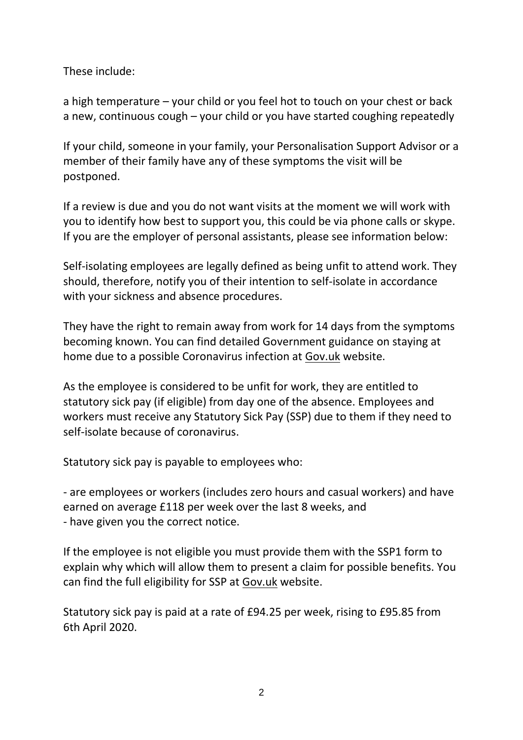These include:

a high temperature – your child or you feel hot to touch on your chest or back
a new, continuous cough – your child or you have started coughing repeatedly

If your child, someone in your family, your Personalisation Support Advisor or a member of their family have any of these symptoms the visit will be postponed.

If a review is due and you do not want visits at the moment we will work with you to identify how best to support you, this could be via phone calls or skype. If you are the employer of personal assistants, please see information below:

Self-isolating employees are legally defined as being unfit to attend work. They should, therefore, notify you of their intention to self-isolate in accordance with your sickness and absence procedures.

They have the right to remain away from work for 14 days from the symptoms becoming known. You can find detailed Government guidance on staying at home due to a possible Coronavirus infection at Gov.uk website.

As the employee is considered to be unfit for work, they are entitled to statutory sick pay (if eligible) from day one of the absence. Employees and workers must receive any Statutory Sick Pay (SSP) due to them if they need to self-isolate because of coronavirus.

Statutory sick pay is payable to employees who:

- are employees or workers (includes zero hours and casual workers) and have earned on average £118 per week over the last 8 weeks, and
- have given you the correct notice.

If the employee is not eligible you must provide them with the SSP1 form to explain why which will allow them to present a claim for possible benefits. You can find the full eligibility for SSP at Gov.uk website.

Statutory sick pay is paid at a rate of £94.25 per week, rising to £95.85 from 6th April 2020.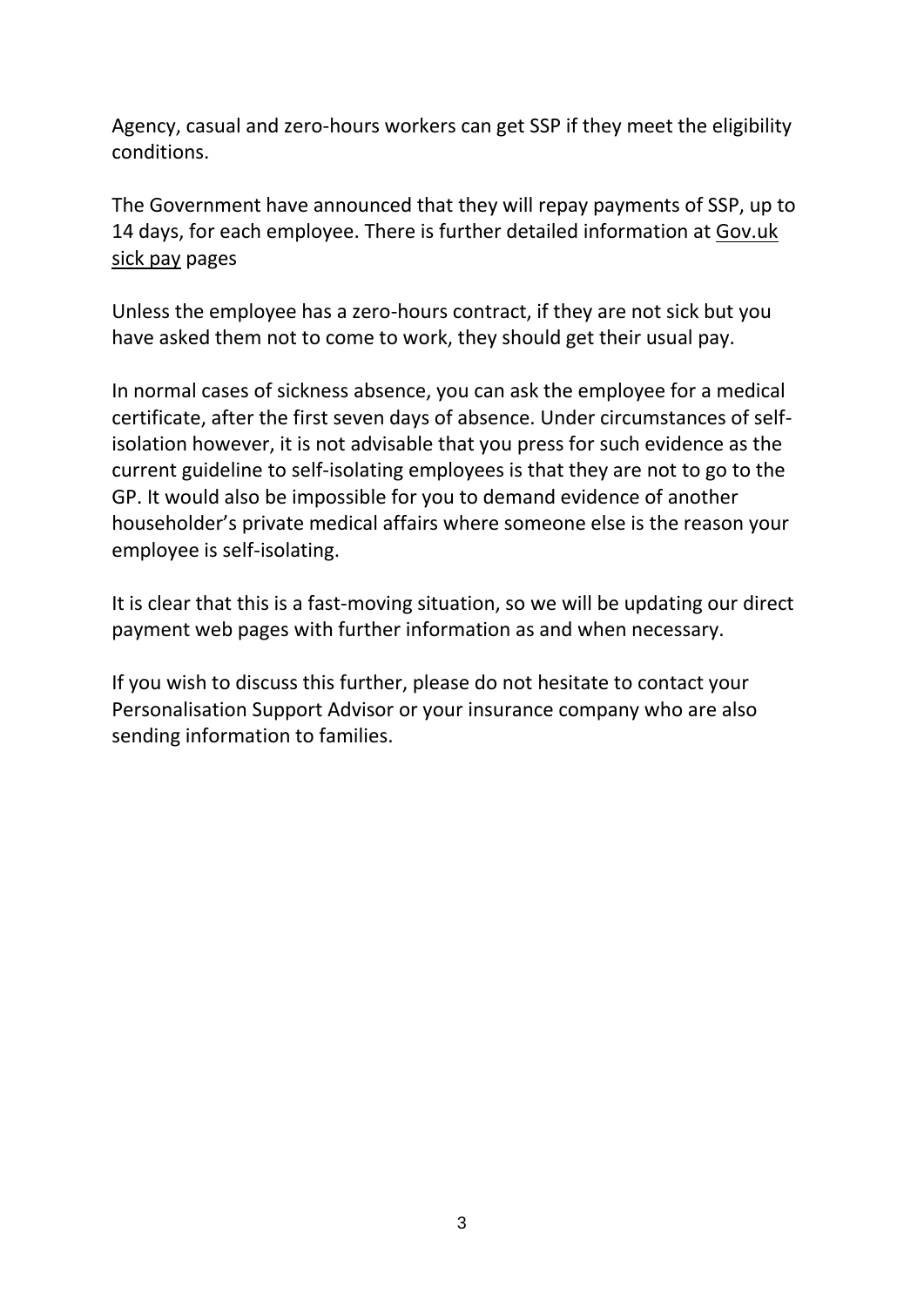Agency, casual and zero-hours workers can get SSP if they meet the eligibility conditions.

The Government have announced that they will repay payments of SSP, up to 14 days, for each employee. There is further detailed information at Gov.uk sick pay pages

Unless the employee has a zero-hours contract, if they are not sick but you have asked them not to come to work, they should get their usual pay.

In normal cases of sickness absence, you can ask the employee for a medical certificate, after the first seven days of absence. Under circumstances of self-isolation however, it is not advisable that you press for such evidence as the current guideline to self-isolating employees is that they are not to go to the GP. It would also be impossible for you to demand evidence of another householder's private medical affairs where someone else is the reason your employee is self-isolating.

It is clear that this is a fast-moving situation, so we will be updating our direct payment web pages with further information as and when necessary.

If you wish to discuss this further, please do not hesitate to contact your Personalisation Support Advisor or your insurance company who are also sending information to families.